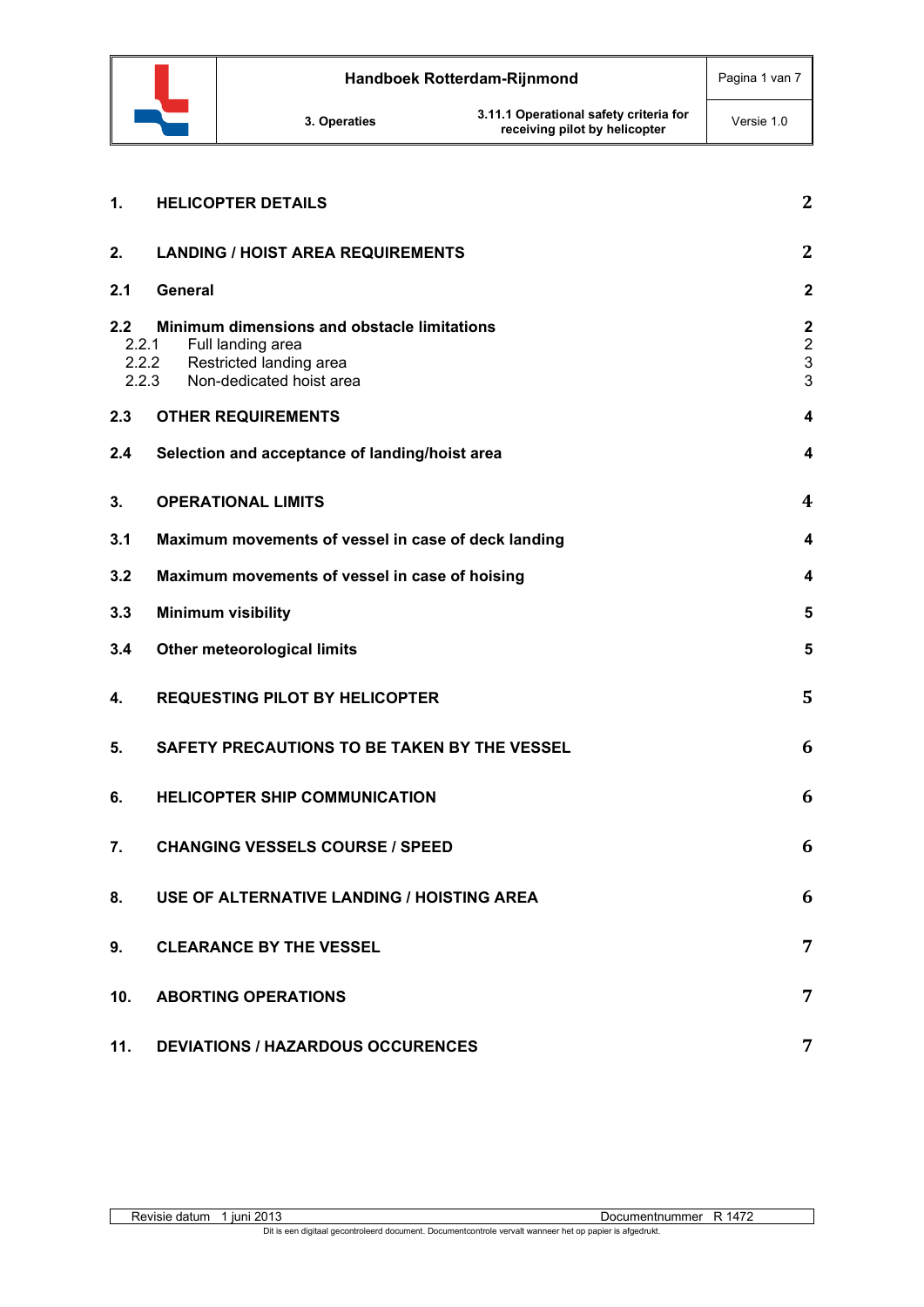| | | |
|---|---|---|
| **1.** | **HELICOPTER DETAILS** | **2** |
| **2.** | **LANDING / HOIST AREA REQUIREMENTS** | **2** |
| **2.1** | **General** | **2** |
| **2.2** | **Minimum dimensions and obstacle limitations** | **2** |
| 2.2.1 | Full landing area | 2 |
| 2.2.2 | Restricted landing area | 3 |
| 2.2.3 | Non-dedicated hoist area | 3 |
| **2.3** | **OTHER REQUIREMENTS** | **4** |
| **2.4** | **Selection and acceptance of landing/hoist area** | **4** |
| **3.** | **OPERATIONAL LIMITS** | **4** |
| **3.1** | **Maximum movements of vessel in case of deck landing** | **4** |
| **3.2** | **Maximum movements of vessel in case of hoising** | **4** |
| **3.3** | **Minimum visibility** | **5** |
| **3.4** | **Other meteorological limits** | **5** |
| **4.** | **REQUESTING PILOT BY HELICOPTER** | **5** |
| **5.** | **SAFETY PRECAUTIONS TO BE TAKEN BY THE VESSEL** | **6** |
| **6.** | **HELICOPTER SHIP COMMUNICATION** | **6** |
| **7.** | **CHANGING VESSELS COURSE / SPEED** | **6** |
| **8.** | **USE OF ALTERNATIVE LANDING / HOISTING AREA** | **6** |
| **9.** | **CLEARANCE BY THE VESSEL** | **7** |
| **10.** | **ABORTING OPERATIONS** | **7** |
| **11.** | **DEVIATIONS / HAZARDOUS OCCURENCES** | **7** |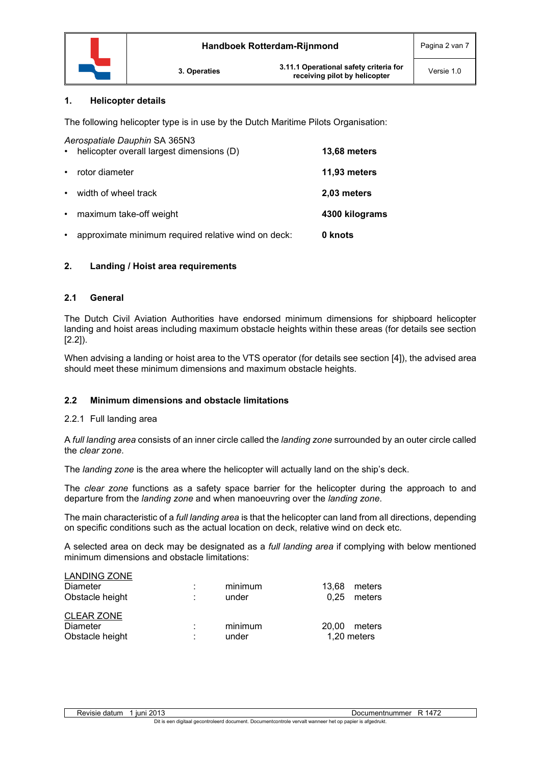## 1. Helicopter details

The following helicopter type is in use by the Dutch Maritime Pilots Organisation:

*Aerospatiale Dauphin* SA 365N3

- helicopter overall largest dimensions (D) — **13,68 meters**
- rotor diameter — **11,93 meters**
- width of wheel track — **2,03 meters**
- maximum take-off weight — **4300 kilograms**
- approximate minimum required relative wind on deck: — **0 knots**

## 2. Landing / Hoist area requirements

### 2.1 General

The Dutch Civil Aviation Authorities have endorsed minimum dimensions for shipboard helicopter landing and hoist areas including maximum obstacle heights within these areas (for details see section [2.2]).

When advising a landing or hoist area to the VTS operator (for details see section [4]), the advised area should meet these minimum dimensions and maximum obstacle heights.

### 2.2 Minimum dimensions and obstacle limitations

2.2.1 Full landing area

A *full landing area* consists of an inner circle called the *landing zone* surrounded by an outer circle called the *clear zone*.

The *landing zone* is the area where the helicopter will actually land on the ship's deck.

The *clear zone* functions as a safety space barrier for the helicopter during the approach to and departure from the *landing zone* and when manoeuvring over the *landing zone*.

The main characteristic of a *full landing area* is that the helicopter can land from all directions, depending on specific conditions such as the actual location on deck, relative wind on deck etc.

A selected area on deck may be designated as a *full landing area* if complying with below mentioned minimum dimensions and obstacle limitations:

<u>LANDING ZONE</u>

| | | | |
|---|---|---|---|
| Diameter | : | minimum | 13,68 meters |
| Obstacle height | : | under | 0,25 meters |

<u>CLEAR ZONE</u>

| | | | |
|---|---|---|---|
| Diameter | : | minimum | 20,00 meters |
| Obstacle height | : | under | 1,20 meters |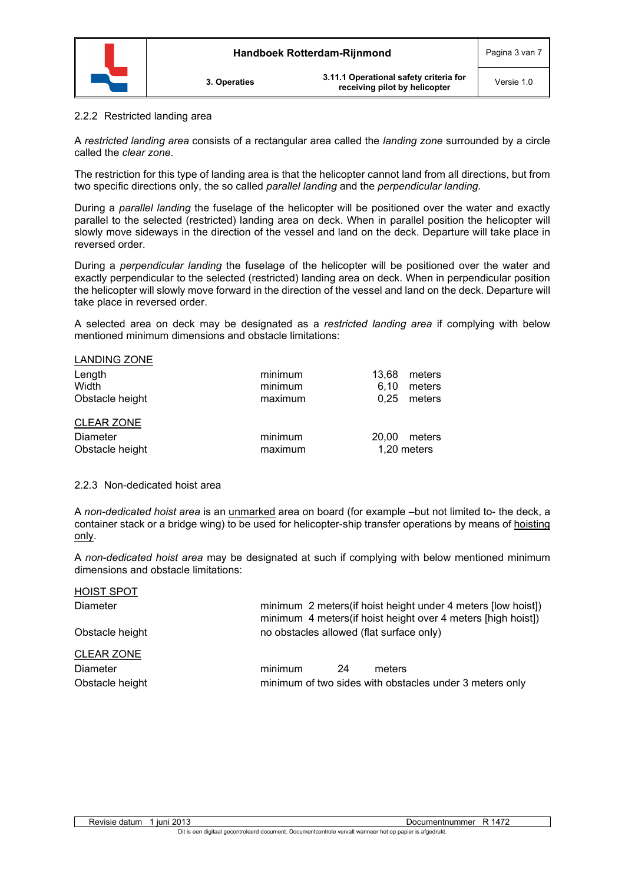### 2.2.2 Restricted landing area

A *restricted landing area* consists of a rectangular area called the *landing zone* surrounded by a circle called the *clear zone*.

The restriction for this type of landing area is that the helicopter cannot land from all directions, but from two specific directions only, the so called *parallel landing* and the *perpendicular landing.*

During a *parallel landing* the fuselage of the helicopter will be positioned over the water and exactly parallel to the selected (restricted) landing area on deck. When in parallel position the helicopter will slowly move sideways in the direction of the vessel and land on the deck. Departure will take place in reversed order.

During a *perpendicular landing* the fuselage of the helicopter will be positioned over the water and exactly perpendicular to the selected (restricted) landing area on deck. When in perpendicular position the helicopter will slowly move forward in the direction of the vessel and land on the deck. Departure will take place in reversed order.

A selected area on deck may be designated as a *restricted landing area* if complying with below mentioned minimum dimensions and obstacle limitations:

<u>LANDING ZONE</u>

| | | |
|---|---|---|
| Length | minimum | 13,68 meters |
| Width | minimum | 6,10 meters |
| Obstacle height | maximum | 0,25 meters |

<u>CLEAR ZONE</u>

| | | |
|---|---|---|
| Diameter | minimum | 20,00 meters |
| Obstacle height | maximum | 1,20 meters |

### 2.2.3 Non-dedicated hoist area

A *non-dedicated hoist area* is an <u>unmarked</u> area on board (for example –but not limited to- the deck, a container stack or a bridge wing) to be used for helicopter-ship transfer operations by means of <u>hoisting only</u>.

A *non-dedicated hoist area* may be designated at such if complying with below mentioned minimum dimensions and obstacle limitations:

<u>HOIST SPOT</u>

| | |
|---|---|
| Diameter | minimum 2 meters(if hoist height under 4 meters [low hoist])<br>minimum 4 meters(if hoist height over 4 meters [high hoist]) |
| Obstacle height | no obstacles allowed (flat surface only) |

<u>CLEAR ZONE</u>

| | |
|---|---|
| Diameter | minimum 24 meters |
| Obstacle height | minimum of two sides with obstacles under 3 meters only |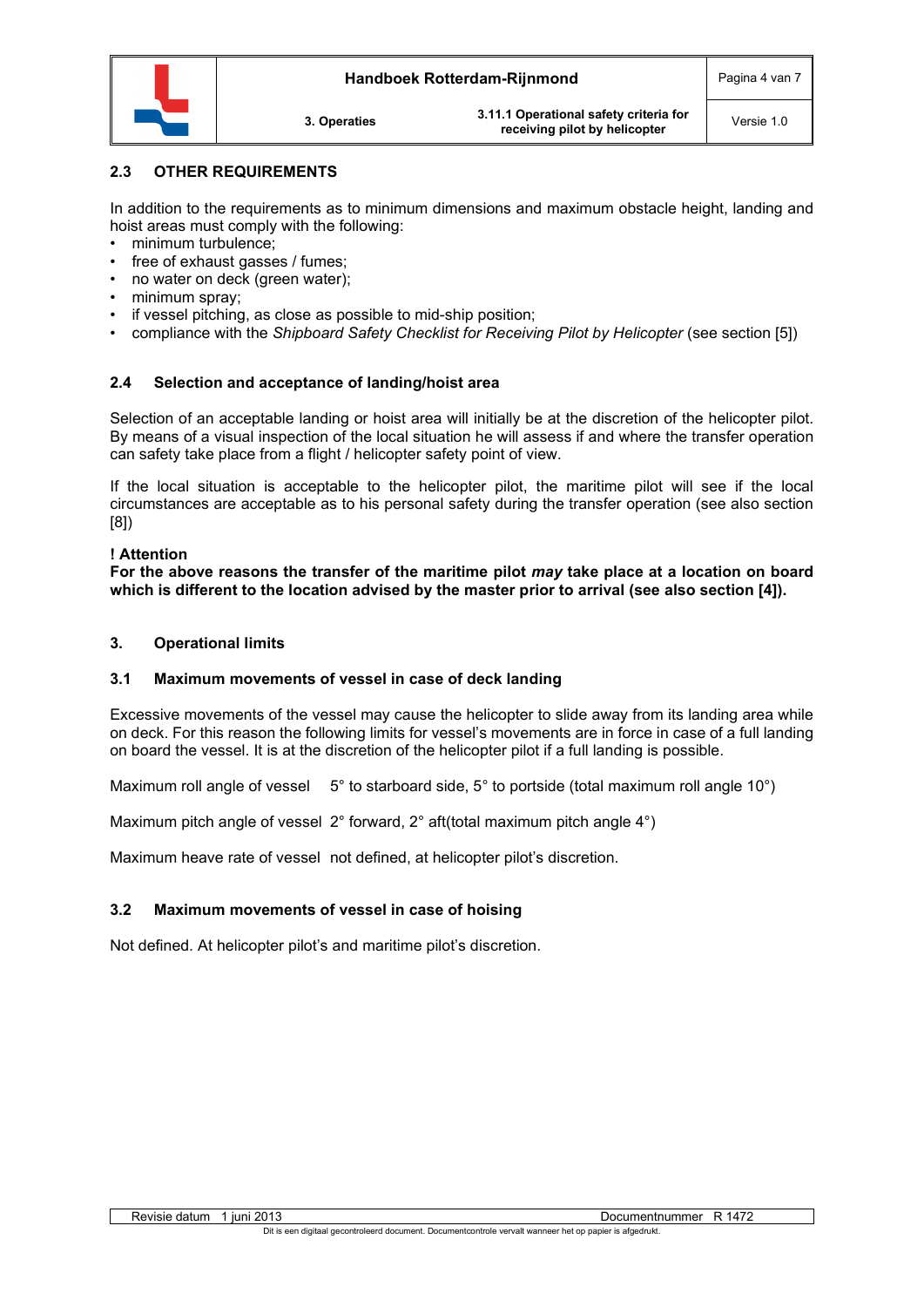## 2.3 OTHER REQUIREMENTS

In addition to the requirements as to minimum dimensions and maximum obstacle height, landing and hoist areas must comply with the following:

- minimum turbulence;
- free of exhaust gasses / fumes;
- no water on deck (green water);
- minimum spray;
- if vessel pitching, as close as possible to mid-ship position;
- compliance with the *Shipboard Safety Checklist for Receiving Pilot by Helicopter* (see section [5])

## 2.4 Selection and acceptance of landing/hoist area

Selection of an acceptable landing or hoist area will initially be at the discretion of the helicopter pilot. By means of a visual inspection of the local situation he will assess if and where the transfer operation can safety take place from a flight / helicopter safety point of view.

If the local situation is acceptable to the helicopter pilot, the maritime pilot will see if the local circumstances are acceptable as to his personal safety during the transfer operation (see also section [8])

**! Attention**

**For the above reasons the transfer of the maritime pilot *may* take place at a location on board which is different to the location advised by the master prior to arrival (see also section [4]).**

## 3. Operational limits

### 3.1 Maximum movements of vessel in case of deck landing

Excessive movements of the vessel may cause the helicopter to slide away from its landing area while on deck. For this reason the following limits for vessel's movements are in force in case of a full landing on board the vessel. It is at the discretion of the helicopter pilot if a full landing is possible.

Maximum roll angle of vessel    5° to starboard side, 5° to portside (total maximum roll angle 10°)

Maximum pitch angle of vessel  2° forward, 2° aft(total maximum pitch angle 4°)

Maximum heave rate of vessel  not defined, at helicopter pilot's discretion.

### 3.2 Maximum movements of vessel in case of hoising

Not defined. At helicopter pilot's and maritime pilot's discretion.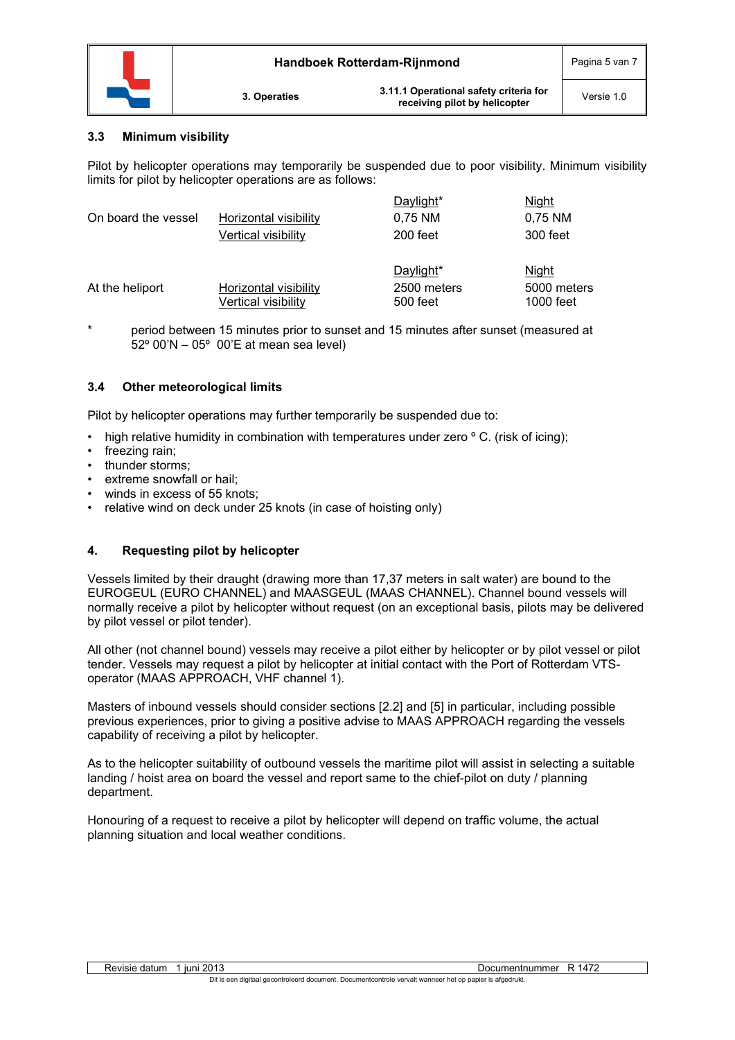### 3.3 Minimum visibility

Pilot by helicopter operations may temporarily be suspended due to poor visibility. Minimum visibility limits for pilot by helicopter operations are as follows:

| | | Daylight* | Night |
|---|---|---|---|
| On board the vessel | Horizontal visibility | 0,75 NM | 0,75 NM |
| | Vertical visibility | 200 feet | 300 feet |

| | | Daylight* | Night |
|---|---|---|---|
| At the heliport | Horizontal visibility | 2500 meters | 5000 meters |
| | Vertical visibility | 500 feet | 1000 feet |

* period between 15 minutes prior to sunset and 15 minutes after sunset (measured at 52º 00'N – 05º 00'E at mean sea level)

### 3.4 Other meteorological limits

Pilot by helicopter operations may further temporarily be suspended due to:

- high relative humidity in combination with temperatures under zero º C. (risk of icing);
- freezing rain;
- thunder storms;
- extreme snowfall or hail;
- winds in excess of 55 knots;
- relative wind on deck under 25 knots (in case of hoisting only)

## 4. Requesting pilot by helicopter

Vessels limited by their draught (drawing more than 17,37 meters in salt water) are bound to the EUROGEUL (EURO CHANNEL) and MAASGEUL (MAAS CHANNEL). Channel bound vessels will normally receive a pilot by helicopter without request (on an exceptional basis, pilots may be delivered by pilot vessel or pilot tender).

All other (not channel bound) vessels may receive a pilot either by helicopter or by pilot vessel or pilot tender. Vessels may request a pilot by helicopter at initial contact with the Port of Rotterdam VTS-operator (MAAS APPROACH, VHF channel 1).

Masters of inbound vessels should consider sections [2.2] and [5] in particular, including possible previous experiences, prior to giving a positive advise to MAAS APPROACH regarding the vessels capability of receiving a pilot by helicopter.

As to the helicopter suitability of outbound vessels the maritime pilot will assist in selecting a suitable landing / hoist area on board the vessel and report same to the chief-pilot on duty / planning department.

Honouring of a request to receive a pilot by helicopter will depend on traffic volume, the actual planning situation and local weather conditions.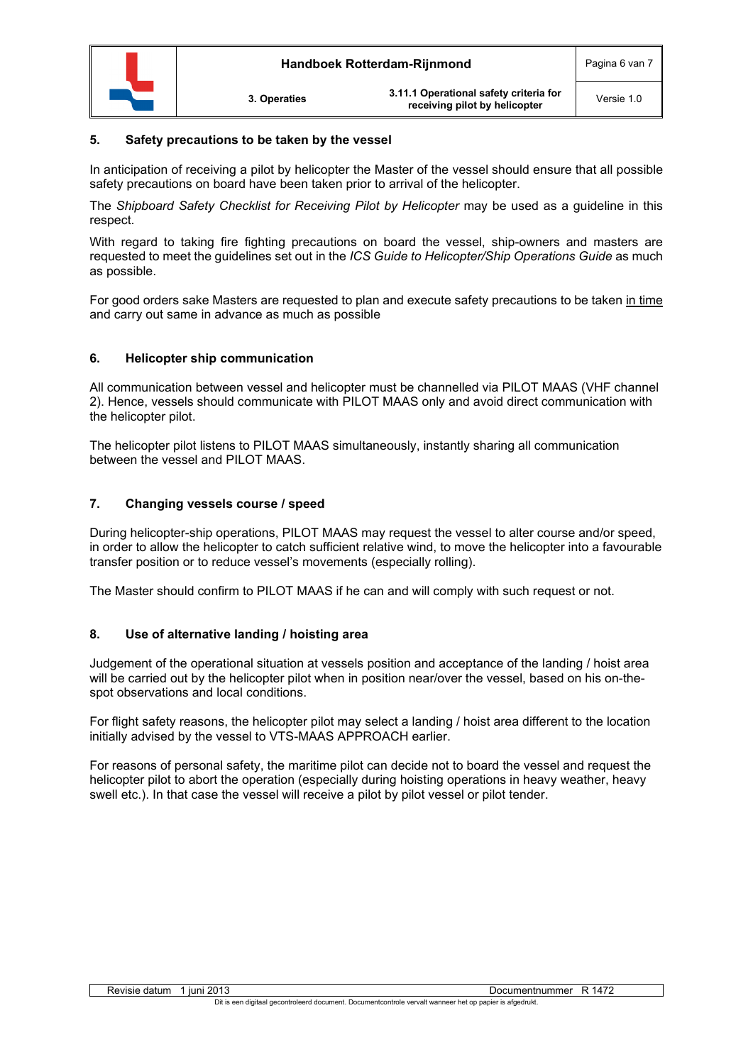## 5. Safety precautions to be taken by the vessel

In anticipation of receiving a pilot by helicopter the Master of the vessel should ensure that all possible safety precautions on board have been taken prior to arrival of the helicopter.

The *Shipboard Safety Checklist for Receiving Pilot by Helicopter* may be used as a guideline in this respect.

With regard to taking fire fighting precautions on board the vessel, ship-owners and masters are requested to meet the guidelines set out in the *ICS Guide to Helicopter/Ship Operations Guide* as much as possible.

For good orders sake Masters are requested to plan and execute safety precautions to be taken <u>in time</u> and carry out same in advance as much as possible

## 6. Helicopter ship communication

All communication between vessel and helicopter must be channelled via PILOT MAAS (VHF channel 2). Hence, vessels should communicate with PILOT MAAS only and avoid direct communication with the helicopter pilot.

The helicopter pilot listens to PILOT MAAS simultaneously, instantly sharing all communication between the vessel and PILOT MAAS.

## 7. Changing vessels course / speed

During helicopter-ship operations, PILOT MAAS may request the vessel to alter course and/or speed, in order to allow the helicopter to catch sufficient relative wind, to move the helicopter into a favourable transfer position or to reduce vessel's movements (especially rolling).

The Master should confirm to PILOT MAAS if he can and will comply with such request or not.

## 8. Use of alternative landing / hoisting area

Judgement of the operational situation at vessels position and acceptance of the landing / hoist area will be carried out by the helicopter pilot when in position near/over the vessel, based on his on-the-spot observations and local conditions.

For flight safety reasons, the helicopter pilot may select a landing / hoist area different to the location initially advised by the vessel to VTS-MAAS APPROACH earlier.

For reasons of personal safety, the maritime pilot can decide not to board the vessel and request the helicopter pilot to abort the operation (especially during hoisting operations in heavy weather, heavy swell etc.). In that case the vessel will receive a pilot by pilot vessel or pilot tender.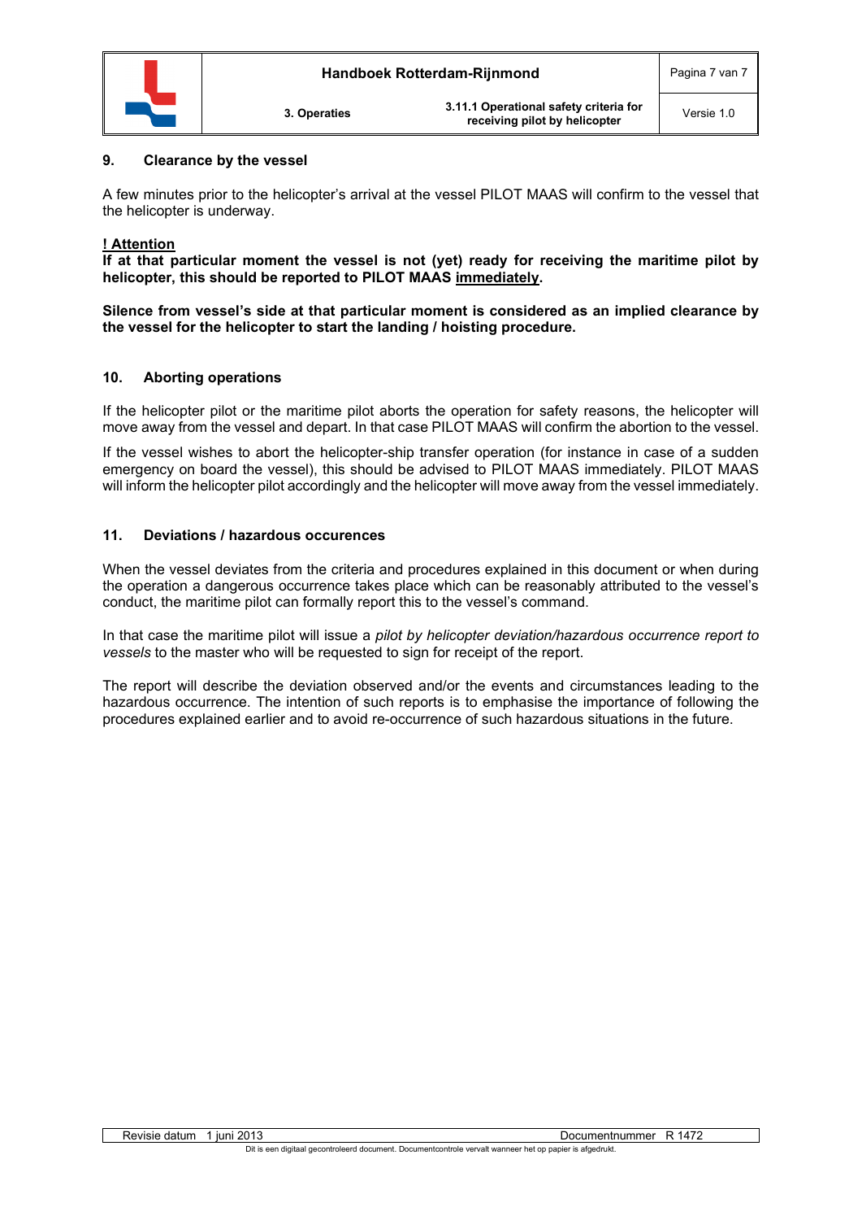## 9. Clearance by the vessel

A few minutes prior to the helicopter's arrival at the vessel PILOT MAAS will confirm to the vessel that the helicopter is underway.

**! Attention**

**If at that particular moment the vessel is not (yet) ready for receiving the maritime pilot by helicopter, this should be reported to PILOT MAAS immediately.**

**Silence from vessel's side at that particular moment is considered as an implied clearance by the vessel for the helicopter to start the landing / hoisting procedure.**

## 10. Aborting operations

If the helicopter pilot or the maritime pilot aborts the operation for safety reasons, the helicopter will move away from the vessel and depart. In that case PILOT MAAS will confirm the abortion to the vessel.

If the vessel wishes to abort the helicopter-ship transfer operation (for instance in case of a sudden emergency on board the vessel), this should be advised to PILOT MAAS immediately. PILOT MAAS will inform the helicopter pilot accordingly and the helicopter will move away from the vessel immediately.

## 11. Deviations / hazardous occurences

When the vessel deviates from the criteria and procedures explained in this document or when during the operation a dangerous occurrence takes place which can be reasonably attributed to the vessel's conduct, the maritime pilot can formally report this to the vessel's command.

In that case the maritime pilot will issue a *pilot by helicopter deviation/hazardous occurrence report to vessels* to the master who will be requested to sign for receipt of the report.

The report will describe the deviation observed and/or the events and circumstances leading to the hazardous occurrence. The intention of such reports is to emphasise the importance of following the procedures explained earlier and to avoid re-occurrence of such hazardous situations in the future.